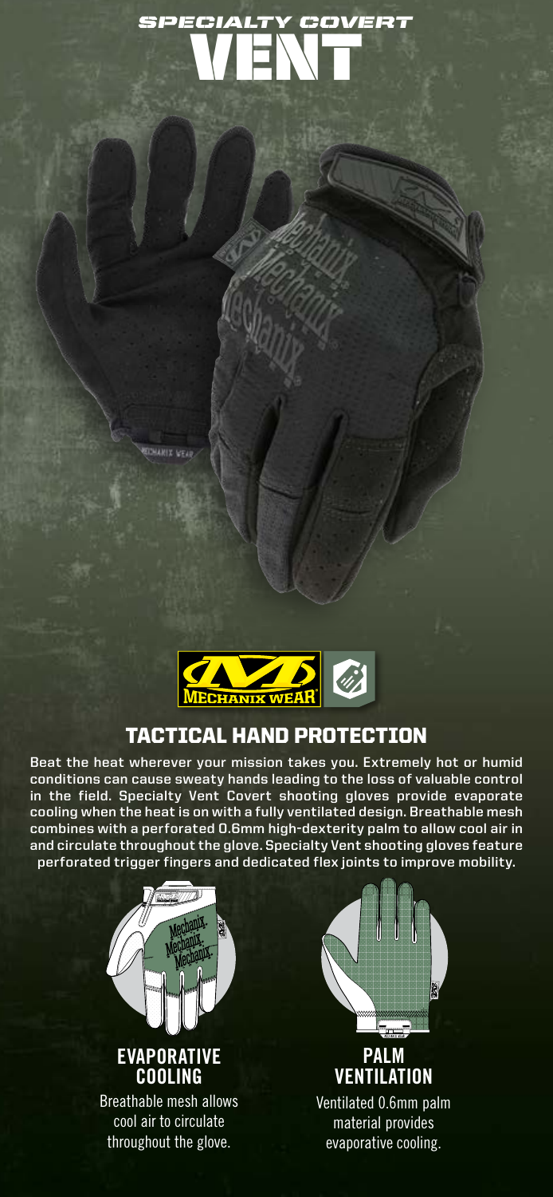# SPECIALTY COVERT VENT

## TACTICAL HAND PROTECTION

Beat the heat wherever your mission takes you. Extremely hot or humid conditions can cause sweaty hands leading to the loss of valuable control in the field. Specialty Vent Covert shooting gloves provide evaporate cooling when the heat is on with a fully ventilated design. Breathable mesh combines with a perforated 0.6mm high-dexterity palm to allow cool air in and circulate throughout the glove. Specialty Vent shooting gloves feature perforated trigger fingers and dedicated flex joints to improve mobility.

### EVAPORATIVE COOLING

Breathable mesh allows cool air to circulate throughout the glove.

### PALM VENTILATION

Ventilated 0.6mm palm material provides evaporative cooling.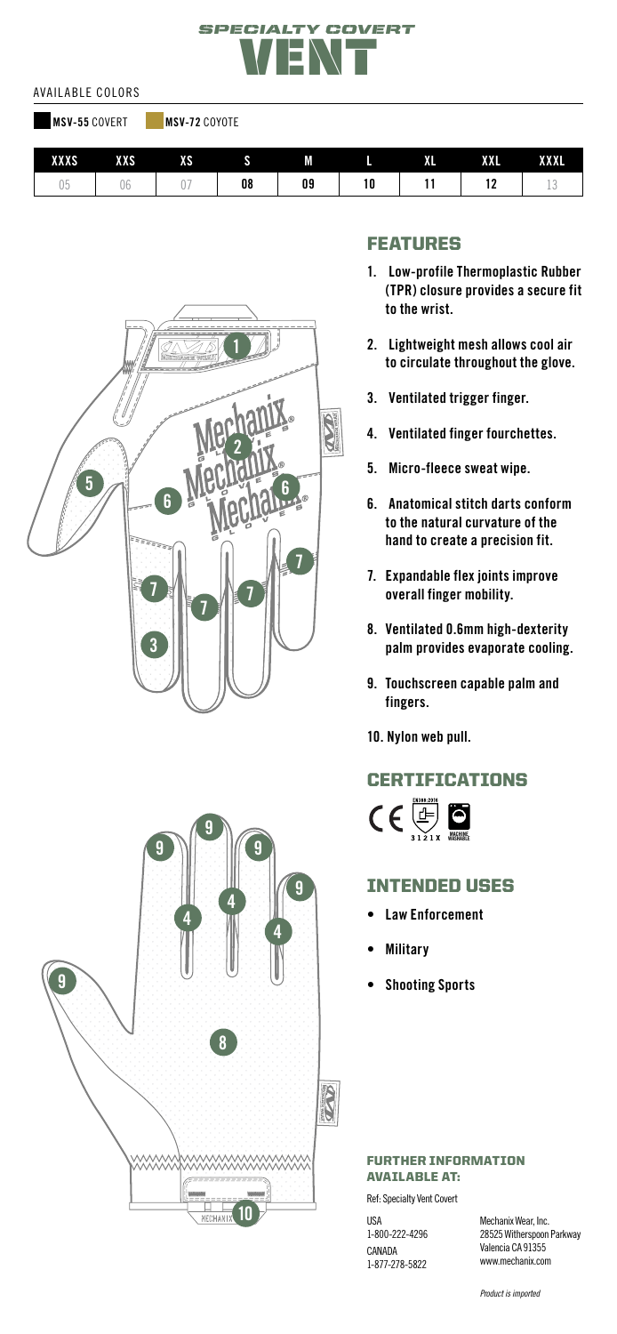# SPECIALTY COVERT VENT

AVAILABLE COLORS

**MSV-55** COVERT **MSV-72** COYOTE

| XXXS | XXS | XS | S | M | L | XL | XXL | XXXL |
|---|---|---|---|---|---|---|---|---|
| 05 | 06 | 07 | 08 | 09 | 10 | 11 | 12 | 13 |

## FEATURES

1. Low-profile Thermoplastic Rubber (TPR) closure provides a secure fit to the wrist.
2. Lightweight mesh allows cool air to circulate throughout the glove.
3. Ventilated trigger finger.
4. Ventilated finger fourchettes.
5. Micro-fleece sweat wipe.
6. Anatomical stitch darts conform to the natural curvature of the hand to create a precision fit.
7. Expandable flex joints improve overall finger mobility.
8. Ventilated 0.6mm high-dexterity palm provides evaporate cooling.
9. Touchscreen capable palm and fingers.
10. Nylon web pull.

## CERTIFICATIONS

CE EN388:2016 3121X MACHINE WASHABLE

## INTENDED USES

- Law Enforcement
- Military
- Shooting Sports

#### FURTHER INFORMATION AVAILABLE AT:

Ref: Specialty Vent Covert

USA
1-800-222-4296
CANADA
1-877-278-5822

Mechanix Wear, Inc.
28525 Witherspoon Parkway
Valencia CA 91355
www.mechanix.com

*Product is imported*